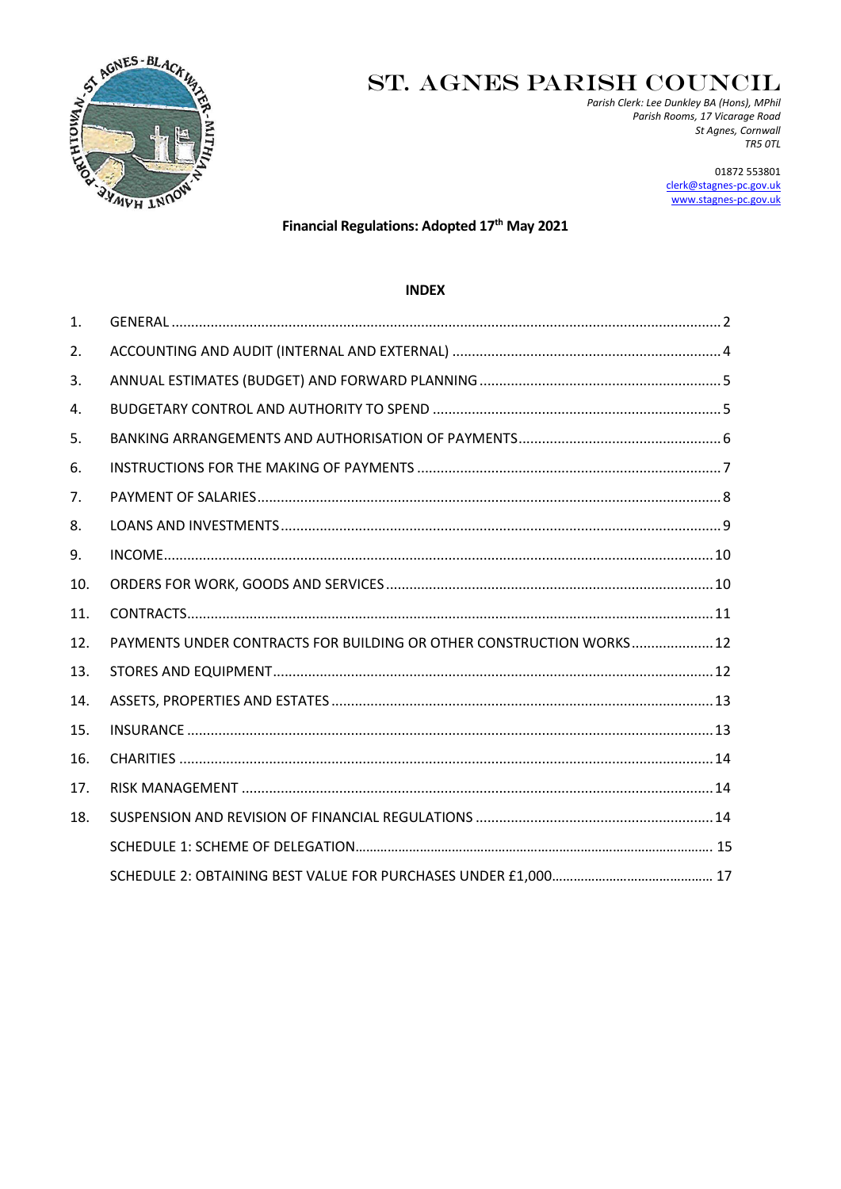# ST. AGNES PARISH COUNCIL

*Parish Clerk: Lee Dunkley BA (Hons), MPhil*
*Parish Rooms, 17 Vicarage Road*
*St Agnes, Cornwall*
*TR5 0TL*

01872 553801
clerk@stagnes-pc.gov.uk
www.stagnes-pc.gov.uk

**Financial Regulations: Adopted 17th May 2021**

**INDEX**

| | | |
|---|---|---|
| 1. | GENERAL | 2 |
| 2. | ACCOUNTING AND AUDIT (INTERNAL AND EXTERNAL) | 4 |
| 3. | ANNUAL ESTIMATES (BUDGET) AND FORWARD PLANNING | 5 |
| 4. | BUDGETARY CONTROL AND AUTHORITY TO SPEND | 5 |
| 5. | BANKING ARRANGEMENTS AND AUTHORISATION OF PAYMENTS | 6 |
| 6. | INSTRUCTIONS FOR THE MAKING OF PAYMENTS | 7 |
| 7. | PAYMENT OF SALARIES | 8 |
| 8. | LOANS AND INVESTMENTS | 9 |
| 9. | INCOME | 10 |
| 10. | ORDERS FOR WORK, GOODS AND SERVICES | 10 |
| 11. | CONTRACTS | 11 |
| 12. | PAYMENTS UNDER CONTRACTS FOR BUILDING OR OTHER CONSTRUCTION WORKS | 12 |
| 13. | STORES AND EQUIPMENT | 12 |
| 14. | ASSETS, PROPERTIES AND ESTATES | 13 |
| 15. | INSURANCE | 13 |
| 16. | CHARITIES | 14 |
| 17. | RISK MANAGEMENT | 14 |
| 18. | SUSPENSION AND REVISION OF FINANCIAL REGULATIONS | 14 |
| | SCHEDULE 1: SCHEME OF DELEGATION | 15 |
| | SCHEDULE 2: OBTAINING BEST VALUE FOR PURCHASES UNDER £1,000 | 17 |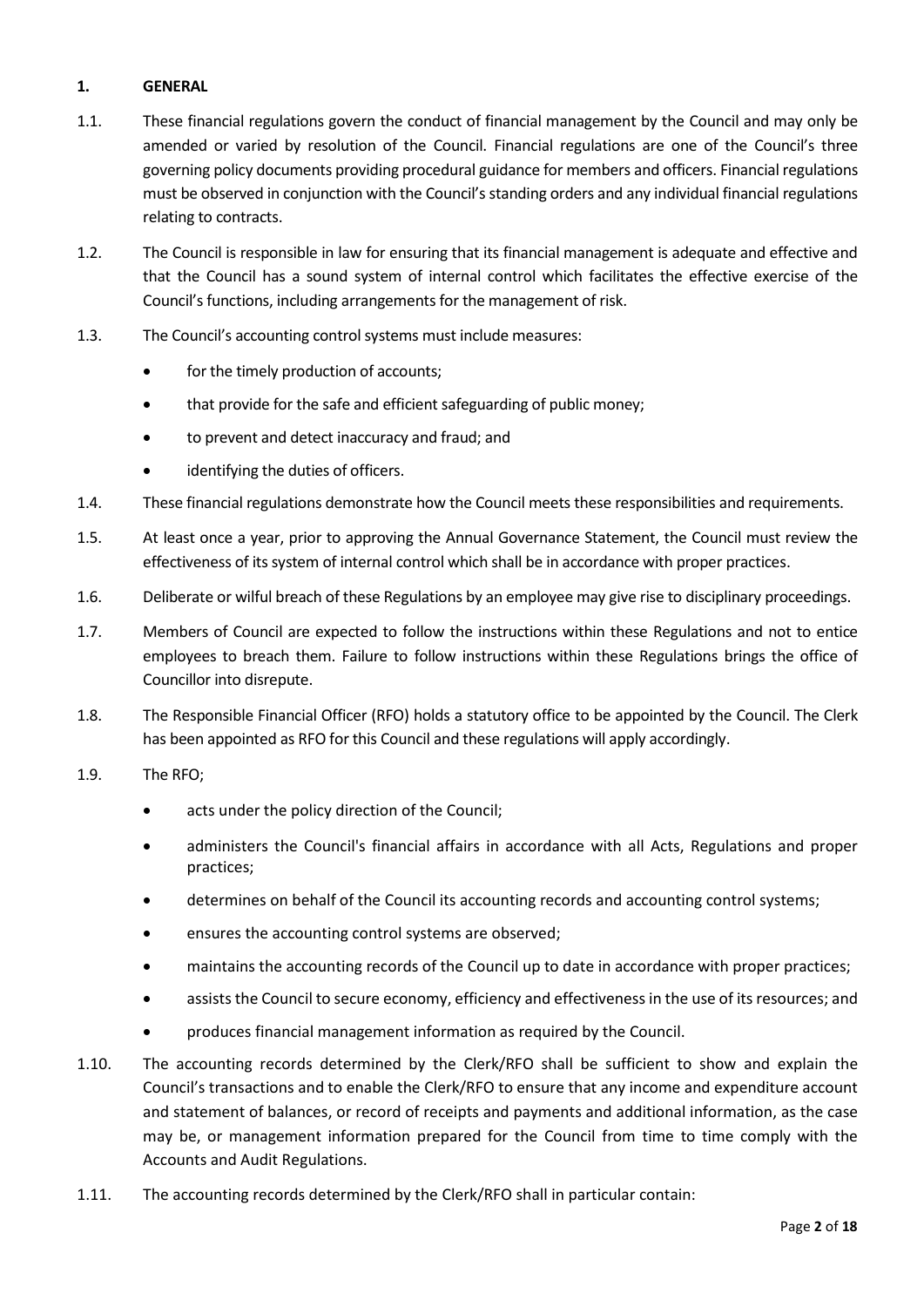## 1. GENERAL

1.1. These financial regulations govern the conduct of financial management by the Council and may only be amended or varied by resolution of the Council. Financial regulations are one of the Council's three governing policy documents providing procedural guidance for members and officers. Financial regulations must be observed in conjunction with the Council's standing orders and any individual financial regulations relating to contracts.

1.2. The Council is responsible in law for ensuring that its financial management is adequate and effective and that the Council has a sound system of internal control which facilitates the effective exercise of the Council's functions, including arrangements for the management of risk.

1.3. The Council's accounting control systems must include measures:

- for the timely production of accounts;
- that provide for the safe and efficient safeguarding of public money;
- to prevent and detect inaccuracy and fraud; and
- identifying the duties of officers.

1.4. These financial regulations demonstrate how the Council meets these responsibilities and requirements.

1.5. At least once a year, prior to approving the Annual Governance Statement, the Council must review the effectiveness of its system of internal control which shall be in accordance with proper practices.

1.6. Deliberate or wilful breach of these Regulations by an employee may give rise to disciplinary proceedings.

1.7. Members of Council are expected to follow the instructions within these Regulations and not to entice employees to breach them. Failure to follow instructions within these Regulations brings the office of Councillor into disrepute.

1.8. The Responsible Financial Officer (RFO) holds a statutory office to be appointed by the Council. The Clerk has been appointed as RFO for this Council and these regulations will apply accordingly.

1.9. The RFO;

- acts under the policy direction of the Council;
- administers the Council's financial affairs in accordance with all Acts, Regulations and proper practices;
- determines on behalf of the Council its accounting records and accounting control systems;
- ensures the accounting control systems are observed;
- maintains the accounting records of the Council up to date in accordance with proper practices;
- assists the Council to secure economy, efficiency and effectiveness in the use of its resources; and
- produces financial management information as required by the Council.

1.10. The accounting records determined by the Clerk/RFO shall be sufficient to show and explain the Council's transactions and to enable the Clerk/RFO to ensure that any income and expenditure account and statement of balances, or record of receipts and payments and additional information, as the case may be, or management information prepared for the Council from time to time comply with the Accounts and Audit Regulations.

1.11. The accounting records determined by the Clerk/RFO shall in particular contain: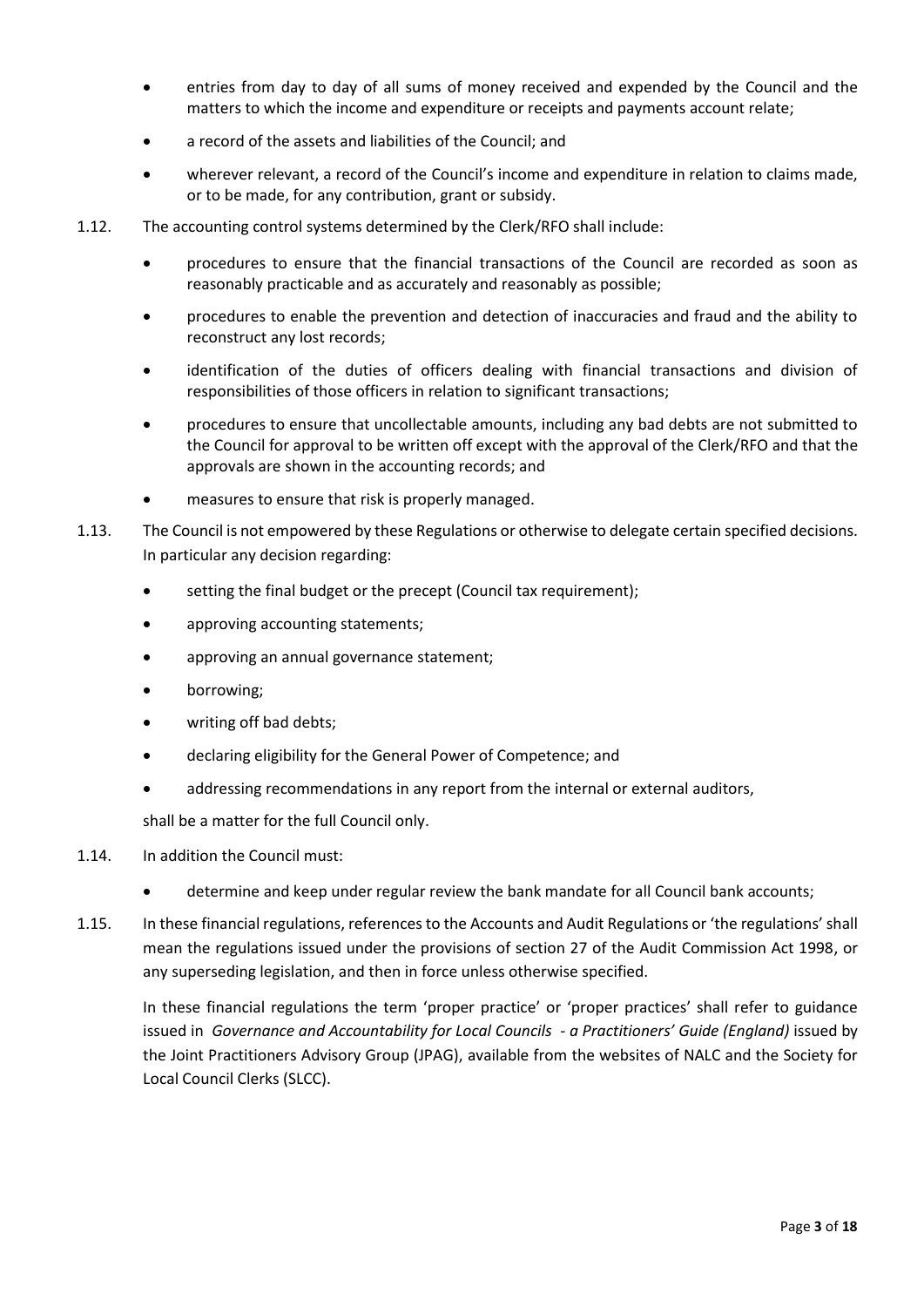- entries from day to day of all sums of money received and expended by the Council and the matters to which the income and expenditure or receipts and payments account relate;
- a record of the assets and liabilities of the Council; and
- wherever relevant, a record of the Council's income and expenditure in relation to claims made, or to be made, for any contribution, grant or subsidy.

1.12. The accounting control systems determined by the Clerk/RFO shall include:

- procedures to ensure that the financial transactions of the Council are recorded as soon as reasonably practicable and as accurately and reasonably as possible;
- procedures to enable the prevention and detection of inaccuracies and fraud and the ability to reconstruct any lost records;
- identification of the duties of officers dealing with financial transactions and division of responsibilities of those officers in relation to significant transactions;
- procedures to ensure that uncollectable amounts, including any bad debts are not submitted to the Council for approval to be written off except with the approval of the Clerk/RFO and that the approvals are shown in the accounting records; and
- measures to ensure that risk is properly managed.

1.13. The Council is not empowered by these Regulations or otherwise to delegate certain specified decisions. In particular any decision regarding:

- setting the final budget or the precept (Council tax requirement);
- approving accounting statements;
- approving an annual governance statement;
- borrowing;
- writing off bad debts;
- declaring eligibility for the General Power of Competence; and
- addressing recommendations in any report from the internal or external auditors,

shall be a matter for the full Council only.

1.14. In addition the Council must:

- determine and keep under regular review the bank mandate for all Council bank accounts;

1.15. In these financial regulations, references to the Accounts and Audit Regulations or 'the regulations' shall mean the regulations issued under the provisions of section 27 of the Audit Commission Act 1998, or any superseding legislation, and then in force unless otherwise specified.

In these financial regulations the term 'proper practice' or 'proper practices' shall refer to guidance issued in *Governance and Accountability for Local Councils - a Practitioners' Guide (England)* issued by the Joint Practitioners Advisory Group (JPAG), available from the websites of NALC and the Society for Local Council Clerks (SLCC).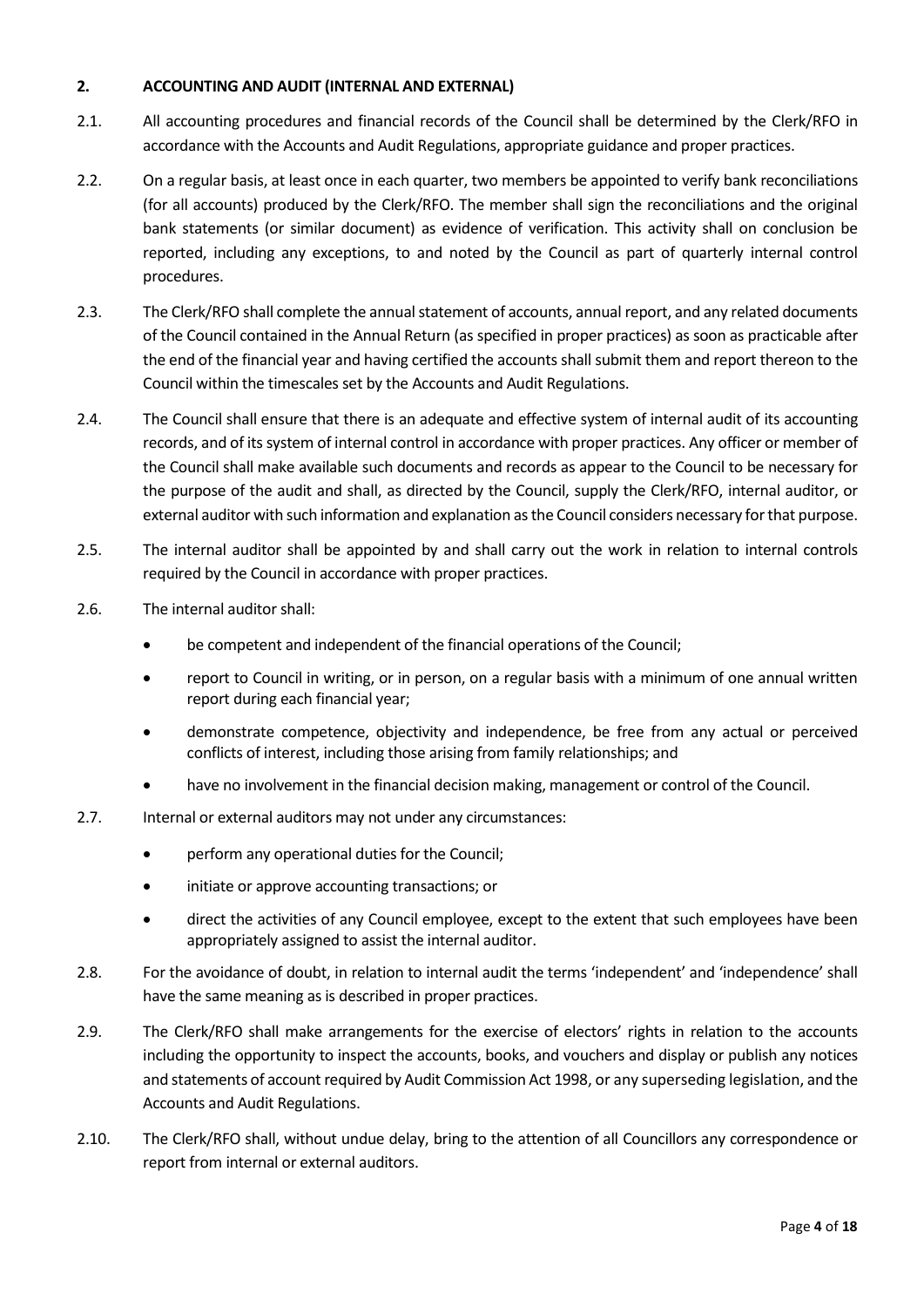## 2. ACCOUNTING AND AUDIT (INTERNAL AND EXTERNAL)

2.1. All accounting procedures and financial records of the Council shall be determined by the Clerk/RFO in accordance with the Accounts and Audit Regulations, appropriate guidance and proper practices.

2.2. On a regular basis, at least once in each quarter, two members be appointed to verify bank reconciliations (for all accounts) produced by the Clerk/RFO. The member shall sign the reconciliations and the original bank statements (or similar document) as evidence of verification. This activity shall on conclusion be reported, including any exceptions, to and noted by the Council as part of quarterly internal control procedures.

2.3. The Clerk/RFO shall complete the annual statement of accounts, annual report, and any related documents of the Council contained in the Annual Return (as specified in proper practices) as soon as practicable after the end of the financial year and having certified the accounts shall submit them and report thereon to the Council within the timescales set by the Accounts and Audit Regulations.

2.4. The Council shall ensure that there is an adequate and effective system of internal audit of its accounting records, and of its system of internal control in accordance with proper practices. Any officer or member of the Council shall make available such documents and records as appear to the Council to be necessary for the purpose of the audit and shall, as directed by the Council, supply the Clerk/RFO, internal auditor, or external auditor with such information and explanation as the Council considers necessary for that purpose.

2.5. The internal auditor shall be appointed by and shall carry out the work in relation to internal controls required by the Council in accordance with proper practices.

2.6. The internal auditor shall:

- be competent and independent of the financial operations of the Council;
- report to Council in writing, or in person, on a regular basis with a minimum of one annual written report during each financial year;
- demonstrate competence, objectivity and independence, be free from any actual or perceived conflicts of interest, including those arising from family relationships; and
- have no involvement in the financial decision making, management or control of the Council.

2.7. Internal or external auditors may not under any circumstances:

- perform any operational duties for the Council;
- initiate or approve accounting transactions; or
- direct the activities of any Council employee, except to the extent that such employees have been appropriately assigned to assist the internal auditor.

2.8. For the avoidance of doubt, in relation to internal audit the terms 'independent' and 'independence' shall have the same meaning as is described in proper practices.

2.9. The Clerk/RFO shall make arrangements for the exercise of electors' rights in relation to the accounts including the opportunity to inspect the accounts, books, and vouchers and display or publish any notices and statements of account required by Audit Commission Act 1998, or any superseding legislation, and the Accounts and Audit Regulations.

2.10. The Clerk/RFO shall, without undue delay, bring to the attention of all Councillors any correspondence or report from internal or external auditors.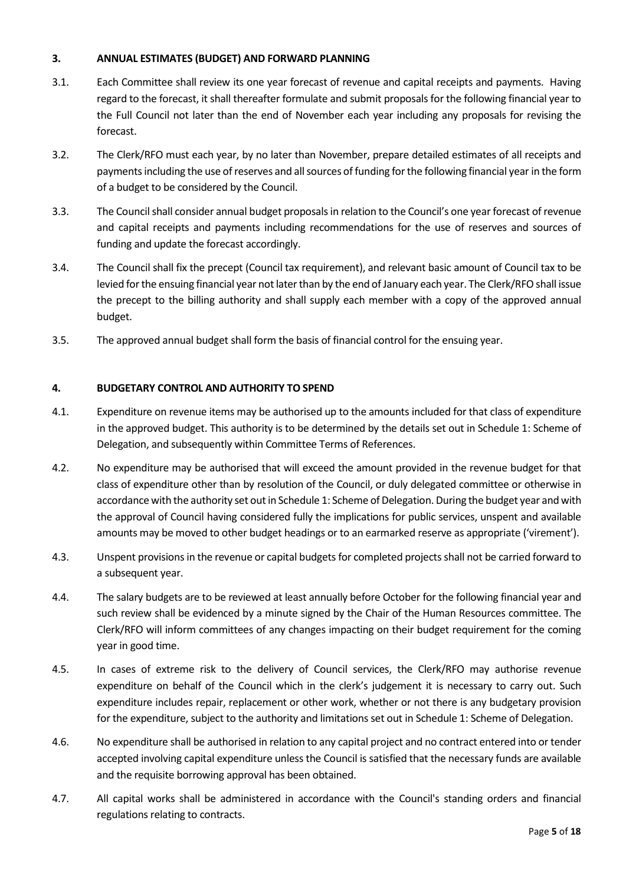## 3. ANNUAL ESTIMATES (BUDGET) AND FORWARD PLANNING

3.1. Each Committee shall review its one year forecast of revenue and capital receipts and payments. Having regard to the forecast, it shall thereafter formulate and submit proposals for the following financial year to the Full Council not later than the end of November each year including any proposals for revising the forecast.

3.2. The Clerk/RFO must each year, by no later than November, prepare detailed estimates of all receipts and payments including the use of reserves and all sources of funding for the following financial year in the form of a budget to be considered by the Council.

3.3. The Council shall consider annual budget proposals in relation to the Council's one year forecast of revenue and capital receipts and payments including recommendations for the use of reserves and sources of funding and update the forecast accordingly.

3.4. The Council shall fix the precept (Council tax requirement), and relevant basic amount of Council tax to be levied for the ensuing financial year not later than by the end of January each year. The Clerk/RFO shall issue the precept to the billing authority and shall supply each member with a copy of the approved annual budget.

3.5. The approved annual budget shall form the basis of financial control for the ensuing year.

## 4. BUDGETARY CONTROL AND AUTHORITY TO SPEND

4.1. Expenditure on revenue items may be authorised up to the amounts included for that class of expenditure in the approved budget. This authority is to be determined by the details set out in Schedule 1: Scheme of Delegation, and subsequently within Committee Terms of References.

4.2. No expenditure may be authorised that will exceed the amount provided in the revenue budget for that class of expenditure other than by resolution of the Council, or duly delegated committee or otherwise in accordance with the authority set out in Schedule 1: Scheme of Delegation. During the budget year and with the approval of Council having considered fully the implications for public services, unspent and available amounts may be moved to other budget headings or to an earmarked reserve as appropriate ('virement').

4.3. Unspent provisions in the revenue or capital budgets for completed projects shall not be carried forward to a subsequent year.

4.4. The salary budgets are to be reviewed at least annually before October for the following financial year and such review shall be evidenced by a minute signed by the Chair of the Human Resources committee. The Clerk/RFO will inform committees of any changes impacting on their budget requirement for the coming year in good time.

4.5. In cases of extreme risk to the delivery of Council services, the Clerk/RFO may authorise revenue expenditure on behalf of the Council which in the clerk's judgement it is necessary to carry out. Such expenditure includes repair, replacement or other work, whether or not there is any budgetary provision for the expenditure, subject to the authority and limitations set out in Schedule 1: Scheme of Delegation.

4.6. No expenditure shall be authorised in relation to any capital project and no contract entered into or tender accepted involving capital expenditure unless the Council is satisfied that the necessary funds are available and the requisite borrowing approval has been obtained.

4.7. All capital works shall be administered in accordance with the Council's standing orders and financial regulations relating to contracts.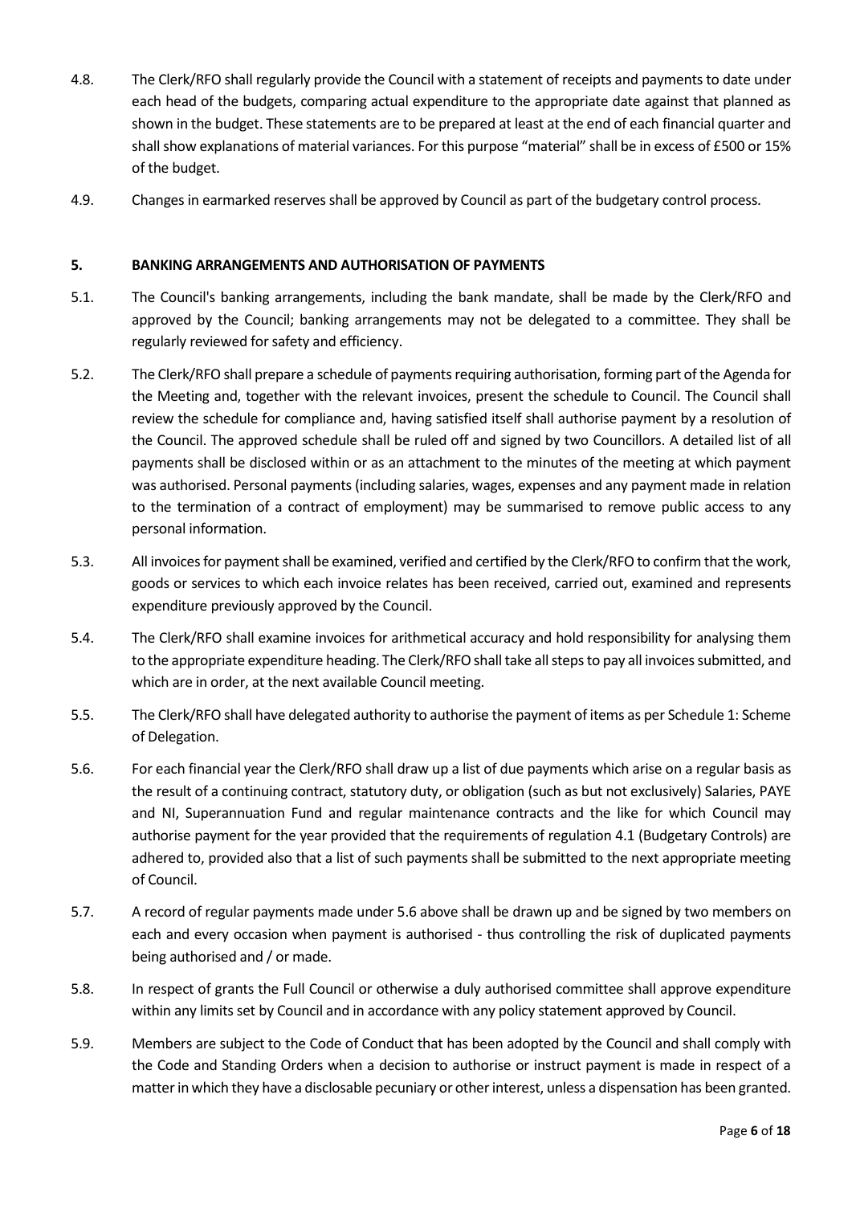4.8. The Clerk/RFO shall regularly provide the Council with a statement of receipts and payments to date under each head of the budgets, comparing actual expenditure to the appropriate date against that planned as shown in the budget. These statements are to be prepared at least at the end of each financial quarter and shall show explanations of material variances. For this purpose "material" shall be in excess of £500 or 15% of the budget.

4.9. Changes in earmarked reserves shall be approved by Council as part of the budgetary control process.

## 5. BANKING ARRANGEMENTS AND AUTHORISATION OF PAYMENTS

5.1. The Council's banking arrangements, including the bank mandate, shall be made by the Clerk/RFO and approved by the Council; banking arrangements may not be delegated to a committee. They shall be regularly reviewed for safety and efficiency.

5.2. The Clerk/RFO shall prepare a schedule of payments requiring authorisation, forming part of the Agenda for the Meeting and, together with the relevant invoices, present the schedule to Council. The Council shall review the schedule for compliance and, having satisfied itself shall authorise payment by a resolution of the Council. The approved schedule shall be ruled off and signed by two Councillors. A detailed list of all payments shall be disclosed within or as an attachment to the minutes of the meeting at which payment was authorised. Personal payments (including salaries, wages, expenses and any payment made in relation to the termination of a contract of employment) may be summarised to remove public access to any personal information.

5.3. All invoices for payment shall be examined, verified and certified by the Clerk/RFO to confirm that the work, goods or services to which each invoice relates has been received, carried out, examined and represents expenditure previously approved by the Council.

5.4. The Clerk/RFO shall examine invoices for arithmetical accuracy and hold responsibility for analysing them to the appropriate expenditure heading. The Clerk/RFO shall take all steps to pay all invoices submitted, and which are in order, at the next available Council meeting.

5.5. The Clerk/RFO shall have delegated authority to authorise the payment of items as per Schedule 1: Scheme of Delegation.

5.6. For each financial year the Clerk/RFO shall draw up a list of due payments which arise on a regular basis as the result of a continuing contract, statutory duty, or obligation (such as but not exclusively) Salaries, PAYE and NI, Superannuation Fund and regular maintenance contracts and the like for which Council may authorise payment for the year provided that the requirements of regulation 4.1 (Budgetary Controls) are adhered to, provided also that a list of such payments shall be submitted to the next appropriate meeting of Council.

5.7. A record of regular payments made under 5.6 above shall be drawn up and be signed by two members on each and every occasion when payment is authorised - thus controlling the risk of duplicated payments being authorised and / or made.

5.8. In respect of grants the Full Council or otherwise a duly authorised committee shall approve expenditure within any limits set by Council and in accordance with any policy statement approved by Council.

5.9. Members are subject to the Code of Conduct that has been adopted by the Council and shall comply with the Code and Standing Orders when a decision to authorise or instruct payment is made in respect of a matter in which they have a disclosable pecuniary or other interest, unless a dispensation has been granted.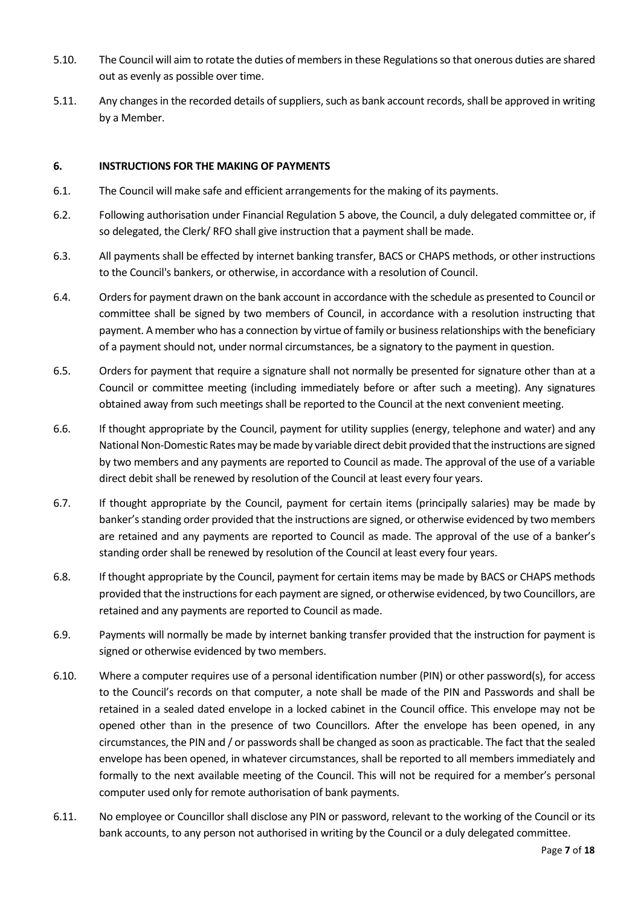5.10. The Council will aim to rotate the duties of members in these Regulations so that onerous duties are shared out as evenly as possible over time.

5.11. Any changes in the recorded details of suppliers, such as bank account records, shall be approved in writing by a Member.

## 6. INSTRUCTIONS FOR THE MAKING OF PAYMENTS

6.1. The Council will make safe and efficient arrangements for the making of its payments.

6.2. Following authorisation under Financial Regulation 5 above, the Council, a duly delegated committee or, if so delegated, the Clerk/ RFO shall give instruction that a payment shall be made.

6.3. All payments shall be effected by internet banking transfer, BACS or CHAPS methods, or other instructions to the Council's bankers, or otherwise, in accordance with a resolution of Council.

6.4. Orders for payment drawn on the bank account in accordance with the schedule as presented to Council or committee shall be signed by two members of Council, in accordance with a resolution instructing that payment. A member who has a connection by virtue of family or business relationships with the beneficiary of a payment should not, under normal circumstances, be a signatory to the payment in question.

6.5. Orders for payment that require a signature shall not normally be presented for signature other than at a Council or committee meeting (including immediately before or after such a meeting). Any signatures obtained away from such meetings shall be reported to the Council at the next convenient meeting.

6.6. If thought appropriate by the Council, payment for utility supplies (energy, telephone and water) and any National Non-Domestic Rates may be made by variable direct debit provided that the instructions are signed by two members and any payments are reported to Council as made. The approval of the use of a variable direct debit shall be renewed by resolution of the Council at least every four years.

6.7. If thought appropriate by the Council, payment for certain items (principally salaries) may be made by banker's standing order provided that the instructions are signed, or otherwise evidenced by two members are retained and any payments are reported to Council as made. The approval of the use of a banker's standing order shall be renewed by resolution of the Council at least every four years.

6.8. If thought appropriate by the Council, payment for certain items may be made by BACS or CHAPS methods provided that the instructions for each payment are signed, or otherwise evidenced, by two Councillors, are retained and any payments are reported to Council as made.

6.9. Payments will normally be made by internet banking transfer provided that the instruction for payment is signed or otherwise evidenced by two members.

6.10. Where a computer requires use of a personal identification number (PIN) or other password(s), for access to the Council's records on that computer, a note shall be made of the PIN and Passwords and shall be retained in a sealed dated envelope in a locked cabinet in the Council office. This envelope may not be opened other than in the presence of two Councillors. After the envelope has been opened, in any circumstances, the PIN and / or passwords shall be changed as soon as practicable. The fact that the sealed envelope has been opened, in whatever circumstances, shall be reported to all members immediately and formally to the next available meeting of the Council. This will not be required for a member's personal computer used only for remote authorisation of bank payments.

6.11. No employee or Councillor shall disclose any PIN or password, relevant to the working of the Council or its bank accounts, to any person not authorised in writing by the Council or a duly delegated committee.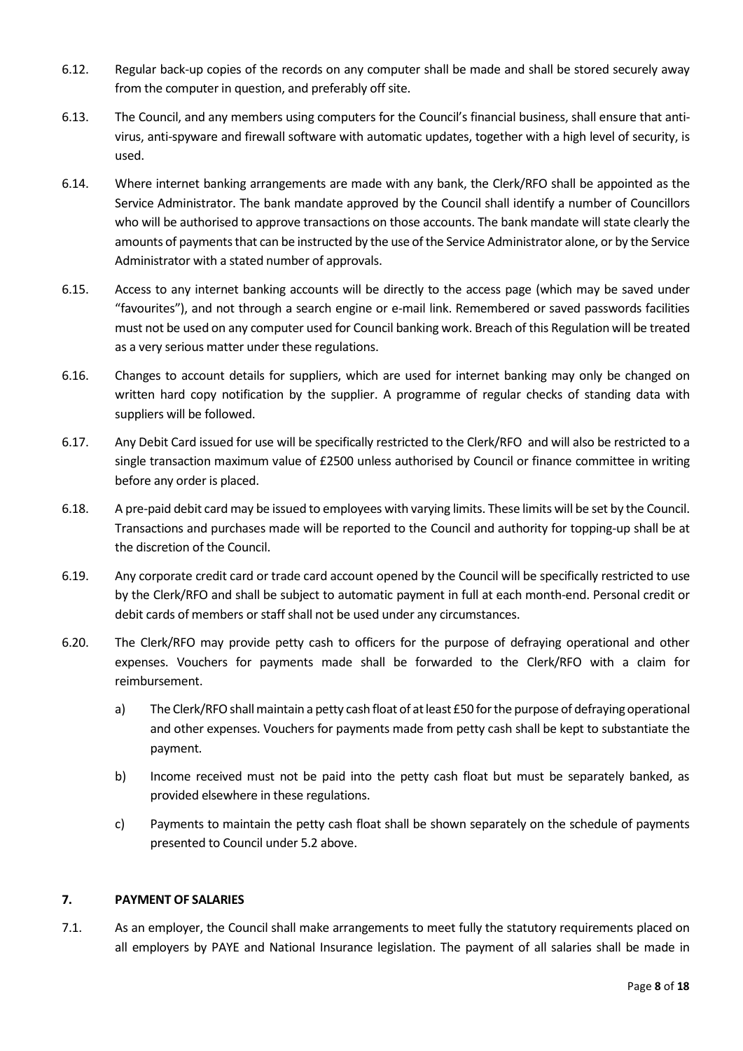6.12. Regular back-up copies of the records on any computer shall be made and shall be stored securely away from the computer in question, and preferably off site.

6.13. The Council, and any members using computers for the Council's financial business, shall ensure that anti-virus, anti-spyware and firewall software with automatic updates, together with a high level of security, is used.

6.14. Where internet banking arrangements are made with any bank, the Clerk/RFO shall be appointed as the Service Administrator. The bank mandate approved by the Council shall identify a number of Councillors who will be authorised to approve transactions on those accounts. The bank mandate will state clearly the amounts of payments that can be instructed by the use of the Service Administrator alone, or by the Service Administrator with a stated number of approvals.

6.15. Access to any internet banking accounts will be directly to the access page (which may be saved under "favourites"), and not through a search engine or e-mail link. Remembered or saved passwords facilities must not be used on any computer used for Council banking work. Breach of this Regulation will be treated as a very serious matter under these regulations.

6.16. Changes to account details for suppliers, which are used for internet banking may only be changed on written hard copy notification by the supplier. A programme of regular checks of standing data with suppliers will be followed.

6.17. Any Debit Card issued for use will be specifically restricted to the Clerk/RFO and will also be restricted to a single transaction maximum value of £2500 unless authorised by Council or finance committee in writing before any order is placed.

6.18. A pre-paid debit card may be issued to employees with varying limits. These limits will be set by the Council. Transactions and purchases made will be reported to the Council and authority for topping-up shall be at the discretion of the Council.

6.19. Any corporate credit card or trade card account opened by the Council will be specifically restricted to use by the Clerk/RFO and shall be subject to automatic payment in full at each month-end. Personal credit or debit cards of members or staff shall not be used under any circumstances.

6.20. The Clerk/RFO may provide petty cash to officers for the purpose of defraying operational and other expenses. Vouchers for payments made shall be forwarded to the Clerk/RFO with a claim for reimbursement.

a) The Clerk/RFO shall maintain a petty cash float of at least £50 for the purpose of defraying operational and other expenses. Vouchers for payments made from petty cash shall be kept to substantiate the payment.

b) Income received must not be paid into the petty cash float but must be separately banked, as provided elsewhere in these regulations.

c) Payments to maintain the petty cash float shall be shown separately on the schedule of payments presented to Council under 5.2 above.

## 7. PAYMENT OF SALARIES

7.1. As an employer, the Council shall make arrangements to meet fully the statutory requirements placed on all employers by PAYE and National Insurance legislation. The payment of all salaries shall be made in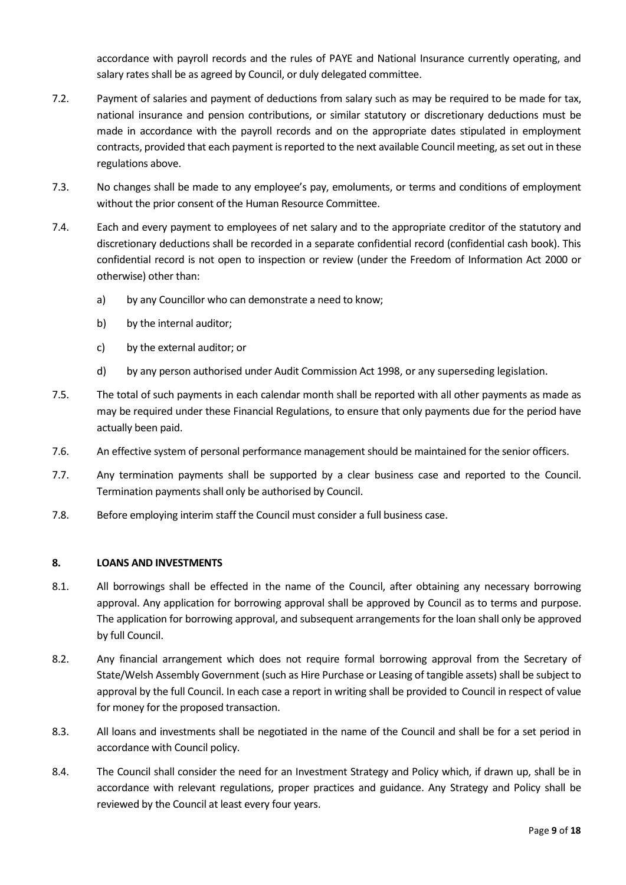accordance with payroll records and the rules of PAYE and National Insurance currently operating, and salary rates shall be as agreed by Council, or duly delegated committee.

7.2. Payment of salaries and payment of deductions from salary such as may be required to be made for tax, national insurance and pension contributions, or similar statutory or discretionary deductions must be made in accordance with the payroll records and on the appropriate dates stipulated in employment contracts, provided that each payment is reported to the next available Council meeting, as set out in these regulations above.

7.3. No changes shall be made to any employee's pay, emoluments, or terms and conditions of employment without the prior consent of the Human Resource Committee.

7.4. Each and every payment to employees of net salary and to the appropriate creditor of the statutory and discretionary deductions shall be recorded in a separate confidential record (confidential cash book). This confidential record is not open to inspection or review (under the Freedom of Information Act 2000 or otherwise) other than:

- a) by any Councillor who can demonstrate a need to know;
- b) by the internal auditor;
- c) by the external auditor; or
- d) by any person authorised under Audit Commission Act 1998, or any superseding legislation.

7.5. The total of such payments in each calendar month shall be reported with all other payments as made as may be required under these Financial Regulations, to ensure that only payments due for the period have actually been paid.

7.6. An effective system of personal performance management should be maintained for the senior officers.

7.7. Any termination payments shall be supported by a clear business case and reported to the Council. Termination payments shall only be authorised by Council.

7.8. Before employing interim staff the Council must consider a full business case.

## 8. LOANS AND INVESTMENTS

8.1. All borrowings shall be effected in the name of the Council, after obtaining any necessary borrowing approval. Any application for borrowing approval shall be approved by Council as to terms and purpose. The application for borrowing approval, and subsequent arrangements for the loan shall only be approved by full Council.

8.2. Any financial arrangement which does not require formal borrowing approval from the Secretary of State/Welsh Assembly Government (such as Hire Purchase or Leasing of tangible assets) shall be subject to approval by the full Council. In each case a report in writing shall be provided to Council in respect of value for money for the proposed transaction.

8.3. All loans and investments shall be negotiated in the name of the Council and shall be for a set period in accordance with Council policy.

8.4. The Council shall consider the need for an Investment Strategy and Policy which, if drawn up, shall be in accordance with relevant regulations, proper practices and guidance. Any Strategy and Policy shall be reviewed by the Council at least every four years.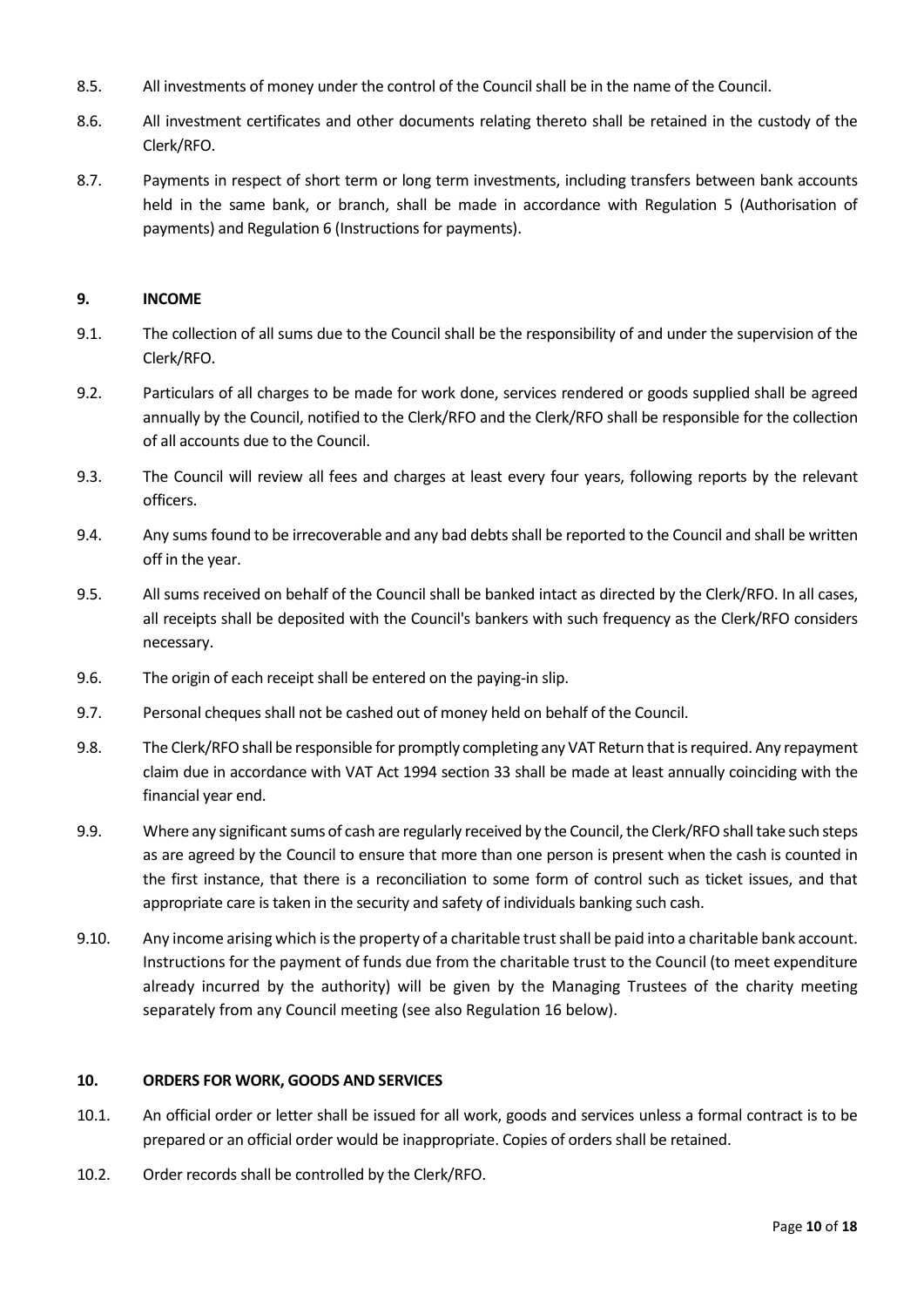8.5. All investments of money under the control of the Council shall be in the name of the Council.

8.6. All investment certificates and other documents relating thereto shall be retained in the custody of the Clerk/RFO.

8.7. Payments in respect of short term or long term investments, including transfers between bank accounts held in the same bank, or branch, shall be made in accordance with Regulation 5 (Authorisation of payments) and Regulation 6 (Instructions for payments).

## 9. INCOME

9.1. The collection of all sums due to the Council shall be the responsibility of and under the supervision of the Clerk/RFO.

9.2. Particulars of all charges to be made for work done, services rendered or goods supplied shall be agreed annually by the Council, notified to the Clerk/RFO and the Clerk/RFO shall be responsible for the collection of all accounts due to the Council.

9.3. The Council will review all fees and charges at least every four years, following reports by the relevant officers.

9.4. Any sums found to be irrecoverable and any bad debts shall be reported to the Council and shall be written off in the year.

9.5. All sums received on behalf of the Council shall be banked intact as directed by the Clerk/RFO. In all cases, all receipts shall be deposited with the Council's bankers with such frequency as the Clerk/RFO considers necessary.

9.6. The origin of each receipt shall be entered on the paying-in slip.

9.7. Personal cheques shall not be cashed out of money held on behalf of the Council.

9.8. The Clerk/RFO shall be responsible for promptly completing any VAT Return that is required. Any repayment claim due in accordance with VAT Act 1994 section 33 shall be made at least annually coinciding with the financial year end.

9.9. Where any significant sums of cash are regularly received by the Council, the Clerk/RFO shall take such steps as are agreed by the Council to ensure that more than one person is present when the cash is counted in the first instance, that there is a reconciliation to some form of control such as ticket issues, and that appropriate care is taken in the security and safety of individuals banking such cash.

9.10. Any income arising which is the property of a charitable trust shall be paid into a charitable bank account. Instructions for the payment of funds due from the charitable trust to the Council (to meet expenditure already incurred by the authority) will be given by the Managing Trustees of the charity meeting separately from any Council meeting (see also Regulation 16 below).

## 10. ORDERS FOR WORK, GOODS AND SERVICES

10.1. An official order or letter shall be issued for all work, goods and services unless a formal contract is to be prepared or an official order would be inappropriate. Copies of orders shall be retained.

10.2. Order records shall be controlled by the Clerk/RFO.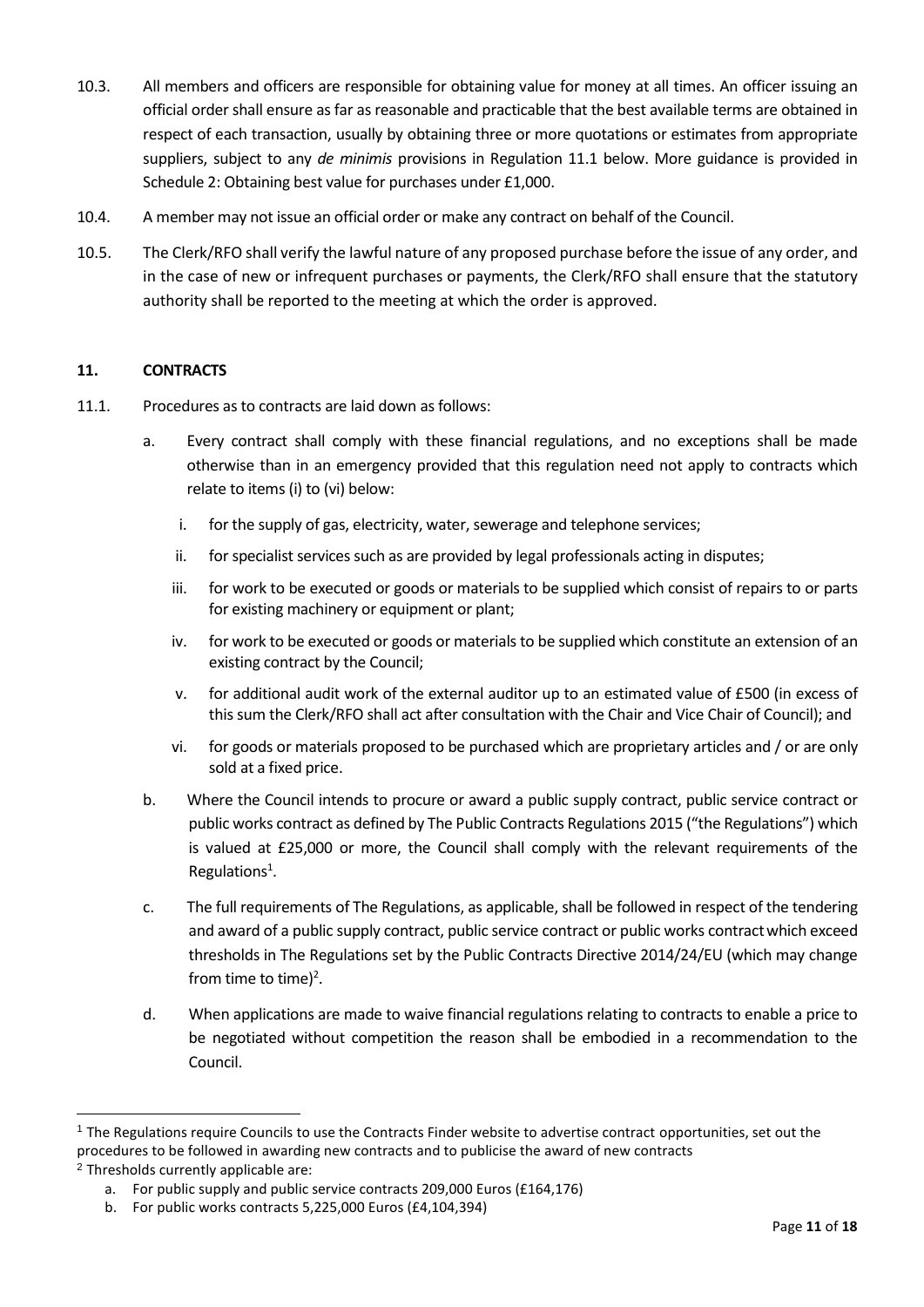10.3. All members and officers are responsible for obtaining value for money at all times. An officer issuing an official order shall ensure as far as reasonable and practicable that the best available terms are obtained in respect of each transaction, usually by obtaining three or more quotations or estimates from appropriate suppliers, subject to any *de minimis* provisions in Regulation 11.1 below. More guidance is provided in Schedule 2: Obtaining best value for purchases under £1,000.

10.4. A member may not issue an official order or make any contract on behalf of the Council.

10.5. The Clerk/RFO shall verify the lawful nature of any proposed purchase before the issue of any order, and in the case of new or infrequent purchases or payments, the Clerk/RFO shall ensure that the statutory authority shall be reported to the meeting at which the order is approved.

## 11. CONTRACTS

11.1. Procedures as to contracts are laid down as follows:

a. Every contract shall comply with these financial regulations, and no exceptions shall be made otherwise than in an emergency provided that this regulation need not apply to contracts which relate to items (i) to (vi) below:

   i. for the supply of gas, electricity, water, sewerage and telephone services;

   ii. for specialist services such as are provided by legal professionals acting in disputes;

   iii. for work to be executed or goods or materials to be supplied which consist of repairs to or parts for existing machinery or equipment or plant;

   iv. for work to be executed or goods or materials to be supplied which constitute an extension of an existing contract by the Council;

   v. for additional audit work of the external auditor up to an estimated value of £500 (in excess of this sum the Clerk/RFO shall act after consultation with the Chair and Vice Chair of Council); and

   vi. for goods or materials proposed to be purchased which are proprietary articles and / or are only sold at a fixed price.

b. Where the Council intends to procure or award a public supply contract, public service contract or public works contract as defined by The Public Contracts Regulations 2015 ("the Regulations") which is valued at £25,000 or more, the Council shall comply with the relevant requirements of the Regulations[1].

c. The full requirements of The Regulations, as applicable, shall be followed in respect of the tendering and award of a public supply contract, public service contract or public works contract which exceed thresholds in The Regulations set by the Public Contracts Directive 2014/24/EU (which may change from time to time)[2].

d. When applications are made to waive financial regulations relating to contracts to enable a price to be negotiated without competition the reason shall be embodied in a recommendation to the Council.

---

[1] The Regulations require Councils to use the Contracts Finder website to advertise contract opportunities, set out the procedures to be followed in awarding new contracts and to publicise the award of new contracts

[2] Thresholds currently applicable are:

a. For public supply and public service contracts 209,000 Euros (£164,176)

b. For public works contracts 5,225,000 Euros (£4,104,394)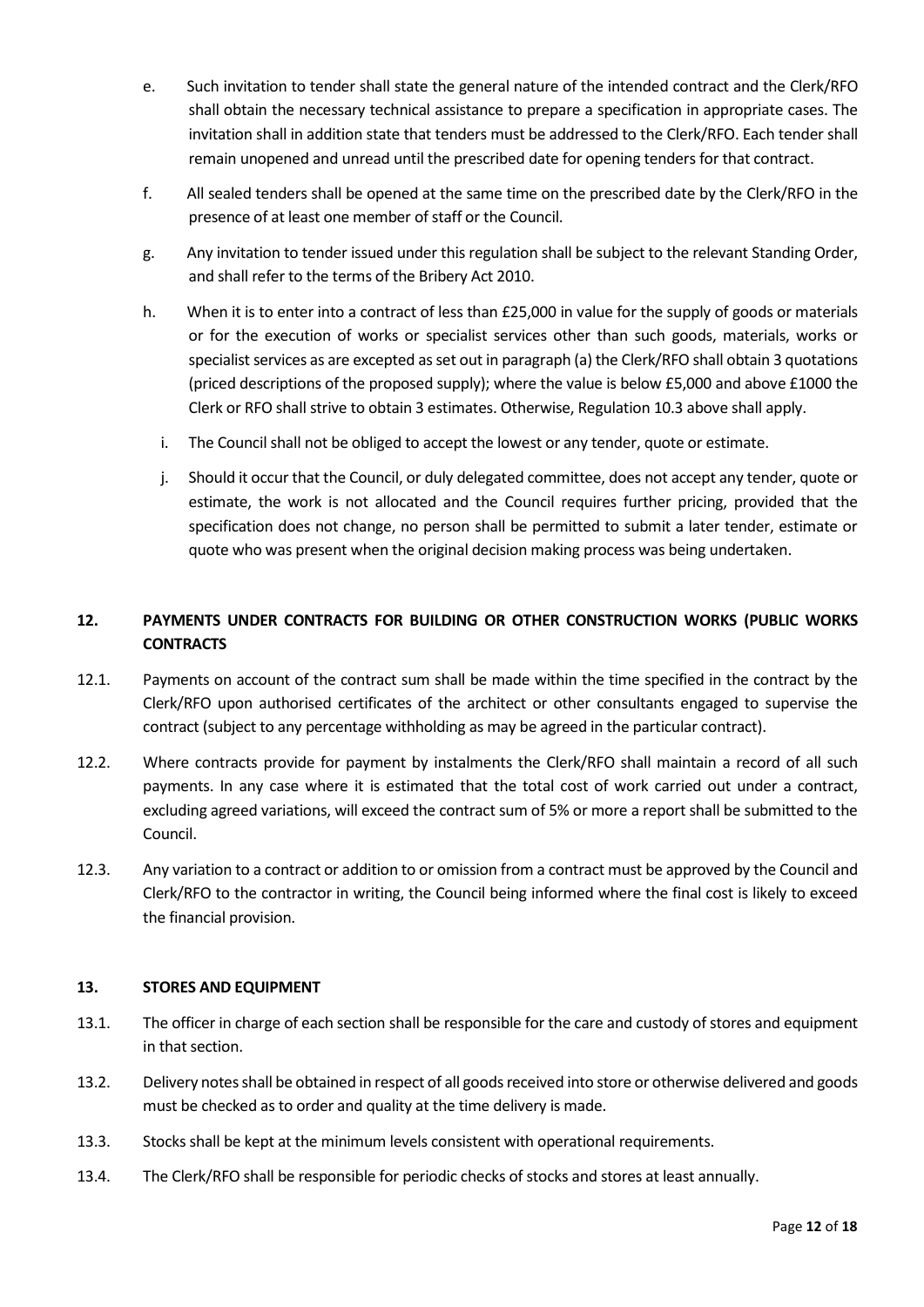e. Such invitation to tender shall state the general nature of the intended contract and the Clerk/RFO shall obtain the necessary technical assistance to prepare a specification in appropriate cases. The invitation shall in addition state that tenders must be addressed to the Clerk/RFO. Each tender shall remain unopened and unread until the prescribed date for opening tenders for that contract.

f. All sealed tenders shall be opened at the same time on the prescribed date by the Clerk/RFO in the presence of at least one member of staff or the Council.

g. Any invitation to tender issued under this regulation shall be subject to the relevant Standing Order, and shall refer to the terms of the Bribery Act 2010.

h. When it is to enter into a contract of less than £25,000 in value for the supply of goods or materials or for the execution of works or specialist services other than such goods, materials, works or specialist services as are excepted as set out in paragraph (a) the Clerk/RFO shall obtain 3 quotations (priced descriptions of the proposed supply); where the value is below £5,000 and above £1000 the Clerk or RFO shall strive to obtain 3 estimates. Otherwise, Regulation 10.3 above shall apply.

i. The Council shall not be obliged to accept the lowest or any tender, quote or estimate.

j. Should it occur that the Council, or duly delegated committee, does not accept any tender, quote or estimate, the work is not allocated and the Council requires further pricing, provided that the specification does not change, no person shall be permitted to submit a later tender, estimate or quote who was present when the original decision making process was being undertaken.

## 12. PAYMENTS UNDER CONTRACTS FOR BUILDING OR OTHER CONSTRUCTION WORKS (PUBLIC WORKS CONTRACTS

12.1. Payments on account of the contract sum shall be made within the time specified in the contract by the Clerk/RFO upon authorised certificates of the architect or other consultants engaged to supervise the contract (subject to any percentage withholding as may be agreed in the particular contract).

12.2. Where contracts provide for payment by instalments the Clerk/RFO shall maintain a record of all such payments. In any case where it is estimated that the total cost of work carried out under a contract, excluding agreed variations, will exceed the contract sum of 5% or more a report shall be submitted to the Council.

12.3. Any variation to a contract or addition to or omission from a contract must be approved by the Council and Clerk/RFO to the contractor in writing, the Council being informed where the final cost is likely to exceed the financial provision.

## 13. STORES AND EQUIPMENT

13.1. The officer in charge of each section shall be responsible for the care and custody of stores and equipment in that section.

13.2. Delivery notes shall be obtained in respect of all goods received into store or otherwise delivered and goods must be checked as to order and quality at the time delivery is made.

13.3. Stocks shall be kept at the minimum levels consistent with operational requirements.

13.4. The Clerk/RFO shall be responsible for periodic checks of stocks and stores at least annually.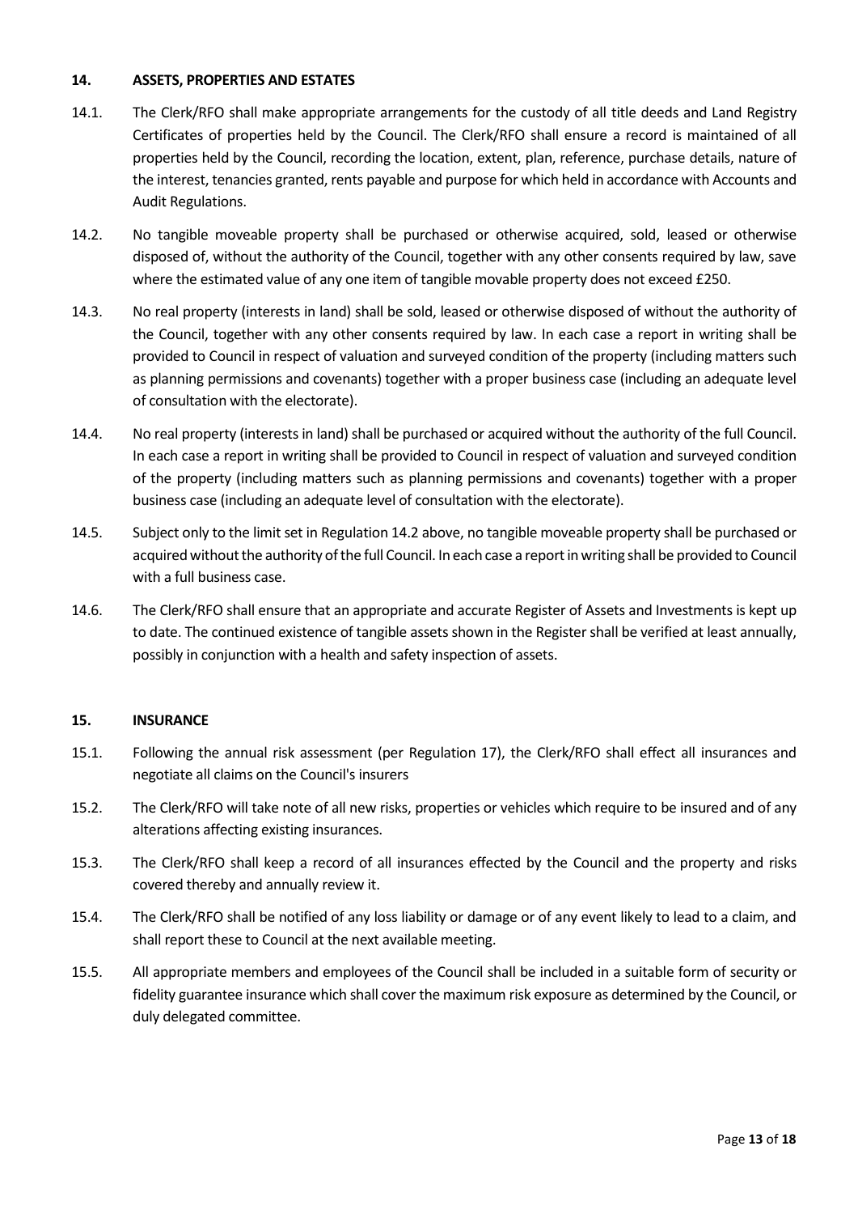## 14. ASSETS, PROPERTIES AND ESTATES

14.1. The Clerk/RFO shall make appropriate arrangements for the custody of all title deeds and Land Registry Certificates of properties held by the Council. The Clerk/RFO shall ensure a record is maintained of all properties held by the Council, recording the location, extent, plan, reference, purchase details, nature of the interest, tenancies granted, rents payable and purpose for which held in accordance with Accounts and Audit Regulations.

14.2. No tangible moveable property shall be purchased or otherwise acquired, sold, leased or otherwise disposed of, without the authority of the Council, together with any other consents required by law, save where the estimated value of any one item of tangible movable property does not exceed £250.

14.3. No real property (interests in land) shall be sold, leased or otherwise disposed of without the authority of the Council, together with any other consents required by law. In each case a report in writing shall be provided to Council in respect of valuation and surveyed condition of the property (including matters such as planning permissions and covenants) together with a proper business case (including an adequate level of consultation with the electorate).

14.4. No real property (interests in land) shall be purchased or acquired without the authority of the full Council. In each case a report in writing shall be provided to Council in respect of valuation and surveyed condition of the property (including matters such as planning permissions and covenants) together with a proper business case (including an adequate level of consultation with the electorate).

14.5. Subject only to the limit set in Regulation 14.2 above, no tangible moveable property shall be purchased or acquired without the authority of the full Council. In each case a report in writing shall be provided to Council with a full business case.

14.6. The Clerk/RFO shall ensure that an appropriate and accurate Register of Assets and Investments is kept up to date. The continued existence of tangible assets shown in the Register shall be verified at least annually, possibly in conjunction with a health and safety inspection of assets.

## 15. INSURANCE

15.1. Following the annual risk assessment (per Regulation 17), the Clerk/RFO shall effect all insurances and negotiate all claims on the Council's insurers

15.2. The Clerk/RFO will take note of all new risks, properties or vehicles which require to be insured and of any alterations affecting existing insurances.

15.3. The Clerk/RFO shall keep a record of all insurances effected by the Council and the property and risks covered thereby and annually review it.

15.4. The Clerk/RFO shall be notified of any loss liability or damage or of any event likely to lead to a claim, and shall report these to Council at the next available meeting.

15.5. All appropriate members and employees of the Council shall be included in a suitable form of security or fidelity guarantee insurance which shall cover the maximum risk exposure as determined by the Council, or duly delegated committee.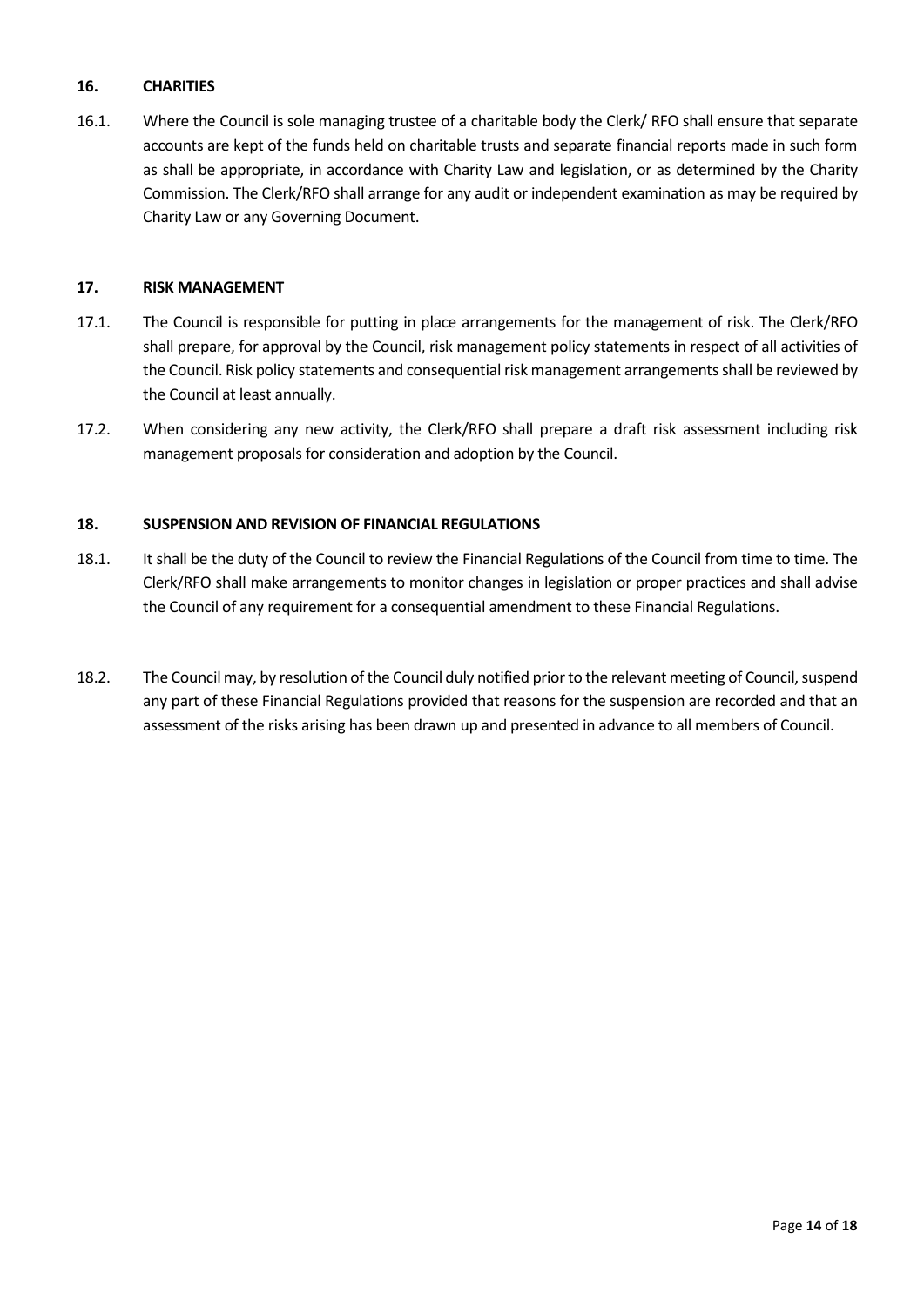## 16. CHARITIES

16.1. Where the Council is sole managing trustee of a charitable body the Clerk/ RFO shall ensure that separate accounts are kept of the funds held on charitable trusts and separate financial reports made in such form as shall be appropriate, in accordance with Charity Law and legislation, or as determined by the Charity Commission. The Clerk/RFO shall arrange for any audit or independent examination as may be required by Charity Law or any Governing Document.

## 17. RISK MANAGEMENT

17.1. The Council is responsible for putting in place arrangements for the management of risk. The Clerk/RFO shall prepare, for approval by the Council, risk management policy statements in respect of all activities of the Council. Risk policy statements and consequential risk management arrangements shall be reviewed by the Council at least annually.

17.2. When considering any new activity, the Clerk/RFO shall prepare a draft risk assessment including risk management proposals for consideration and adoption by the Council.

## 18. SUSPENSION AND REVISION OF FINANCIAL REGULATIONS

18.1. It shall be the duty of the Council to review the Financial Regulations of the Council from time to time. The Clerk/RFO shall make arrangements to monitor changes in legislation or proper practices and shall advise the Council of any requirement for a consequential amendment to these Financial Regulations.

18.2. The Council may, by resolution of the Council duly notified prior to the relevant meeting of Council, suspend any part of these Financial Regulations provided that reasons for the suspension are recorded and that an assessment of the risks arising has been drawn up and presented in advance to all members of Council.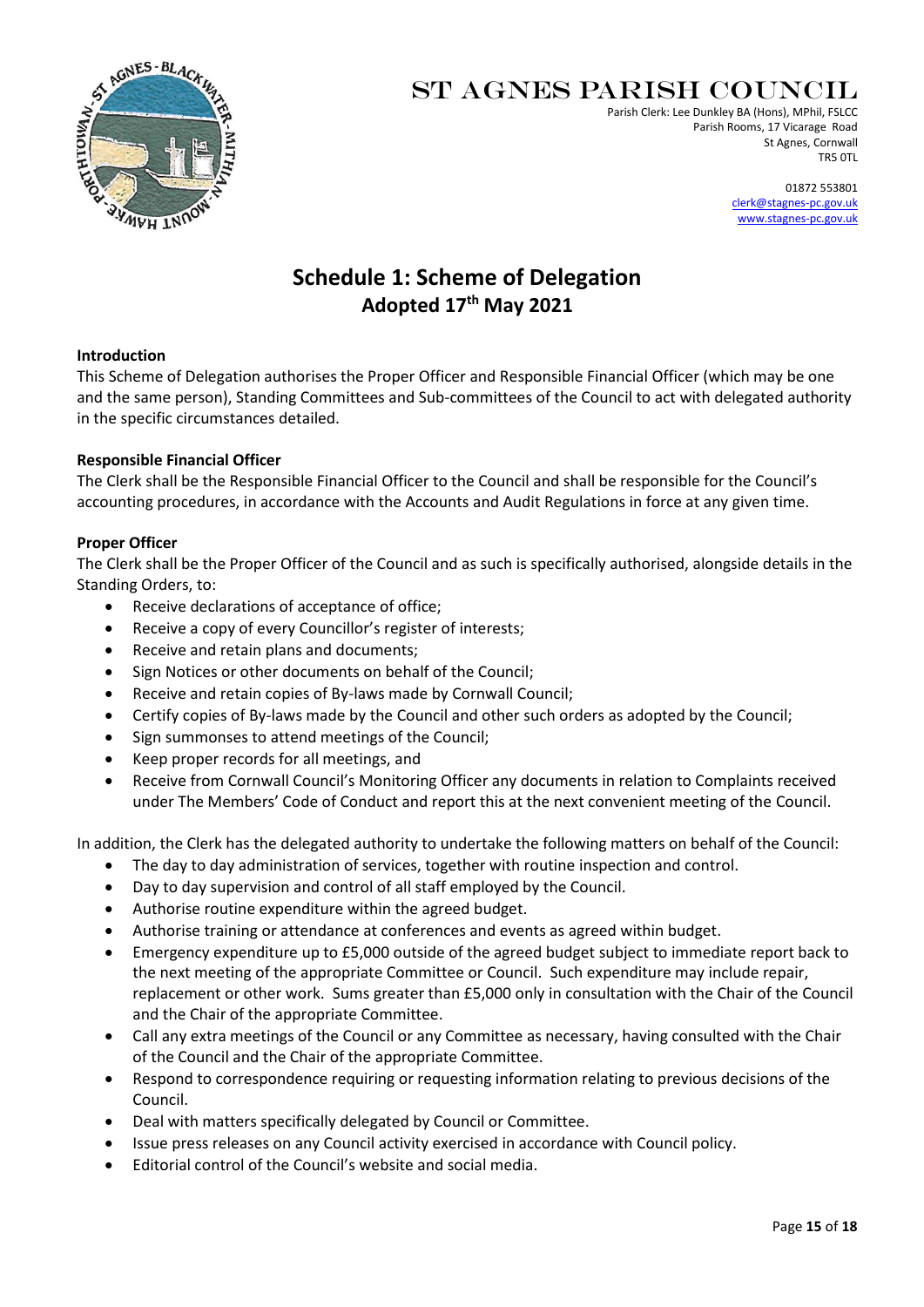# ST AGNES PARISH COUNCIL

Parish Clerk: Lee Dunkley BA (Hons), MPhil, FSLCC
Parish Rooms, 17 Vicarage Road
St Agnes, Cornwall
TR5 0TL

01872 553801
clerk@stagnes-pc.gov.uk
www.stagnes-pc.gov.uk

## Schedule 1: Scheme of Delegation

### Adopted 17th May 2021

**Introduction**

This Scheme of Delegation authorises the Proper Officer and Responsible Financial Officer (which may be one and the same person), Standing Committees and Sub-committees of the Council to act with delegated authority in the specific circumstances detailed.

**Responsible Financial Officer**

The Clerk shall be the Responsible Financial Officer to the Council and shall be responsible for the Council's accounting procedures, in accordance with the Accounts and Audit Regulations in force at any given time.

**Proper Officer**

The Clerk shall be the Proper Officer of the Council and as such is specifically authorised, alongside details in the Standing Orders, to:

- Receive declarations of acceptance of office;
- Receive a copy of every Councillor's register of interests;
- Receive and retain plans and documents;
- Sign Notices or other documents on behalf of the Council;
- Receive and retain copies of By-laws made by Cornwall Council;
- Certify copies of By-laws made by the Council and other such orders as adopted by the Council;
- Sign summonses to attend meetings of the Council;
- Keep proper records for all meetings, and
- Receive from Cornwall Council's Monitoring Officer any documents in relation to Complaints received under The Members' Code of Conduct and report this at the next convenient meeting of the Council.

In addition, the Clerk has the delegated authority to undertake the following matters on behalf of the Council:

- The day to day administration of services, together with routine inspection and control.
- Day to day supervision and control of all staff employed by the Council.
- Authorise routine expenditure within the agreed budget.
- Authorise training or attendance at conferences and events as agreed within budget.
- Emergency expenditure up to £5,000 outside of the agreed budget subject to immediate report back to the next meeting of the appropriate Committee or Council. Such expenditure may include repair, replacement or other work. Sums greater than £5,000 only in consultation with the Chair of the Council and the Chair of the appropriate Committee.
- Call any extra meetings of the Council or any Committee as necessary, having consulted with the Chair of the Council and the Chair of the appropriate Committee.
- Respond to correspondence requiring or requesting information relating to previous decisions of the Council.
- Deal with matters specifically delegated by Council or Committee.
- Issue press releases on any Council activity exercised in accordance with Council policy.
- Editorial control of the Council's website and social media.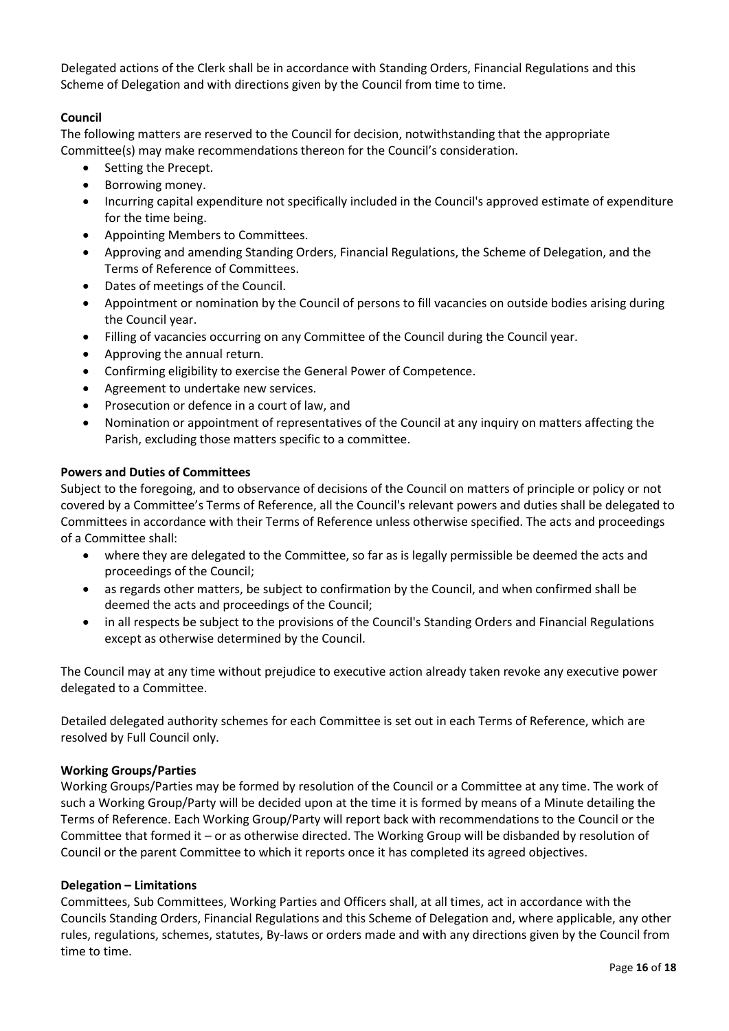Delegated actions of the Clerk shall be in accordance with Standing Orders, Financial Regulations and this Scheme of Delegation and with directions given by the Council from time to time.

**Council**

The following matters are reserved to the Council for decision, notwithstanding that the appropriate Committee(s) may make recommendations thereon for the Council's consideration.

- Setting the Precept.
- Borrowing money.
- Incurring capital expenditure not specifically included in the Council's approved estimate of expenditure for the time being.
- Appointing Members to Committees.
- Approving and amending Standing Orders, Financial Regulations, the Scheme of Delegation, and the Terms of Reference of Committees.
- Dates of meetings of the Council.
- Appointment or nomination by the Council of persons to fill vacancies on outside bodies arising during the Council year.
- Filling of vacancies occurring on any Committee of the Council during the Council year.
- Approving the annual return.
- Confirming eligibility to exercise the General Power of Competence.
- Agreement to undertake new services.
- Prosecution or defence in a court of law, and
- Nomination or appointment of representatives of the Council at any inquiry on matters affecting the Parish, excluding those matters specific to a committee.

**Powers and Duties of Committees**

Subject to the foregoing, and to observance of decisions of the Council on matters of principle or policy or not covered by a Committee's Terms of Reference, all the Council's relevant powers and duties shall be delegated to Committees in accordance with their Terms of Reference unless otherwise specified. The acts and proceedings of a Committee shall:

- where they are delegated to the Committee, so far as is legally permissible be deemed the acts and proceedings of the Council;
- as regards other matters, be subject to confirmation by the Council, and when confirmed shall be deemed the acts and proceedings of the Council;
- in all respects be subject to the provisions of the Council's Standing Orders and Financial Regulations except as otherwise determined by the Council.

The Council may at any time without prejudice to executive action already taken revoke any executive power delegated to a Committee.

Detailed delegated authority schemes for each Committee is set out in each Terms of Reference, which are resolved by Full Council only.

**Working Groups/Parties**

Working Groups/Parties may be formed by resolution of the Council or a Committee at any time. The work of such a Working Group/Party will be decided upon at the time it is formed by means of a Minute detailing the Terms of Reference. Each Working Group/Party will report back with recommendations to the Council or the Committee that formed it – or as otherwise directed. The Working Group will be disbanded by resolution of Council or the parent Committee to which it reports once it has completed its agreed objectives.

**Delegation – Limitations**

Committees, Sub Committees, Working Parties and Officers shall, at all times, act in accordance with the Councils Standing Orders, Financial Regulations and this Scheme of Delegation and, where applicable, any other rules, regulations, schemes, statutes, By-laws or orders made and with any directions given by the Council from time to time.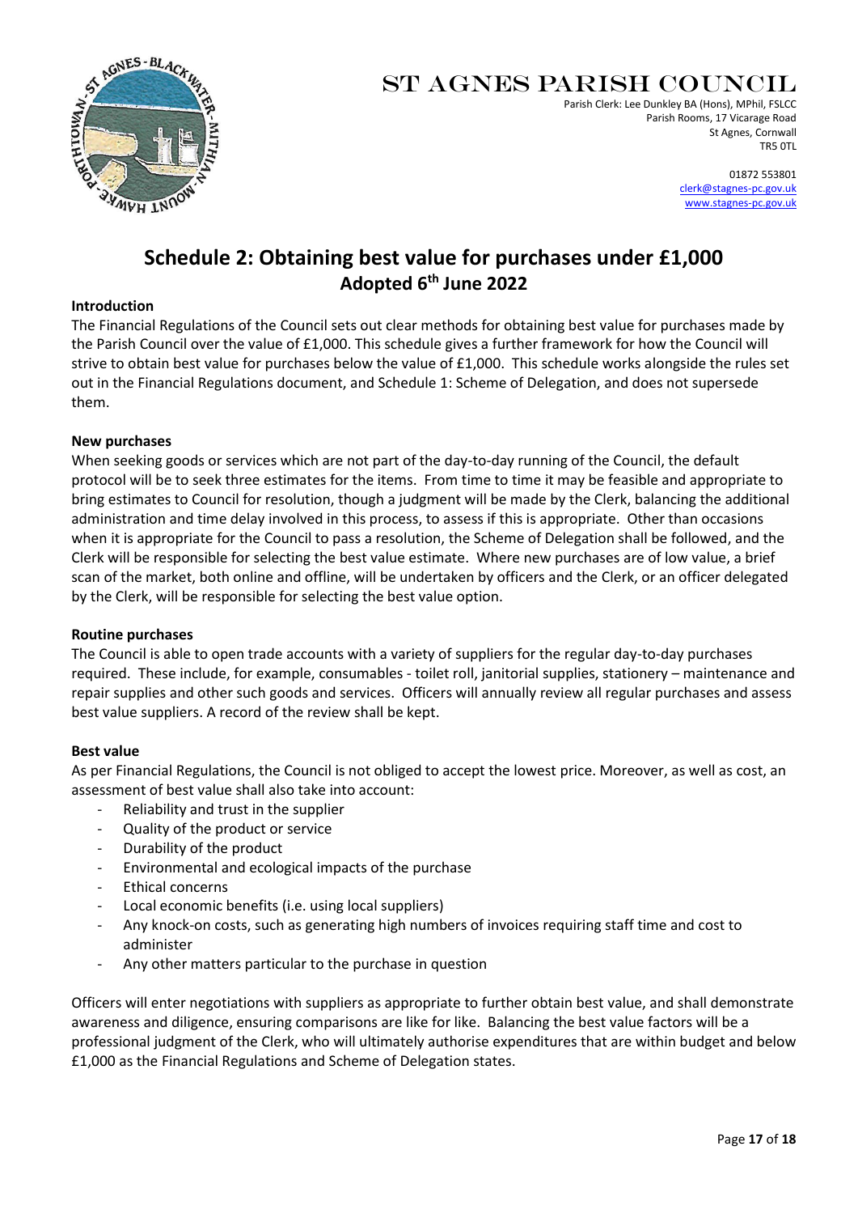# ST AGNES PARISH COUNCIL

Parish Clerk: Lee Dunkley BA (Hons), MPhil, FSLCC
Parish Rooms, 17 Vicarage Road
St Agnes, Cornwall
TR5 0TL

01872 553801
clerk@stagnes-pc.gov.uk
www.stagnes-pc.gov.uk

## Schedule 2: Obtaining best value for purchases under £1,000
### Adopted 6th June 2022

**Introduction**

The Financial Regulations of the Council sets out clear methods for obtaining best value for purchases made by the Parish Council over the value of £1,000. This schedule gives a further framework for how the Council will strive to obtain best value for purchases below the value of £1,000. This schedule works alongside the rules set out in the Financial Regulations document, and Schedule 1: Scheme of Delegation, and does not supersede them.

**New purchases**

When seeking goods or services which are not part of the day-to-day running of the Council, the default protocol will be to seek three estimates for the items. From time to time it may be feasible and appropriate to bring estimates to Council for resolution, though a judgment will be made by the Clerk, balancing the additional administration and time delay involved in this process, to assess if this is appropriate. Other than occasions when it is appropriate for the Council to pass a resolution, the Scheme of Delegation shall be followed, and the Clerk will be responsible for selecting the best value estimate. Where new purchases are of low value, a brief scan of the market, both online and offline, will be undertaken by officers and the Clerk, or an officer delegated by the Clerk, will be responsible for selecting the best value option.

**Routine purchases**

The Council is able to open trade accounts with a variety of suppliers for the regular day-to-day purchases required. These include, for example, consumables - toilet roll, janitorial supplies, stationery – maintenance and repair supplies and other such goods and services. Officers will annually review all regular purchases and assess best value suppliers. A record of the review shall be kept.

**Best value**

As per Financial Regulations, the Council is not obliged to accept the lowest price. Moreover, as well as cost, an assessment of best value shall also take into account:

- Reliability and trust in the supplier
- Quality of the product or service
- Durability of the product
- Environmental and ecological impacts of the purchase
- Ethical concerns
- Local economic benefits (i.e. using local suppliers)
- Any knock-on costs, such as generating high numbers of invoices requiring staff time and cost to administer
- Any other matters particular to the purchase in question

Officers will enter negotiations with suppliers as appropriate to further obtain best value, and shall demonstrate awareness and diligence, ensuring comparisons are like for like. Balancing the best value factors will be a professional judgment of the Clerk, who will ultimately authorise expenditures that are within budget and below £1,000 as the Financial Regulations and Scheme of Delegation states.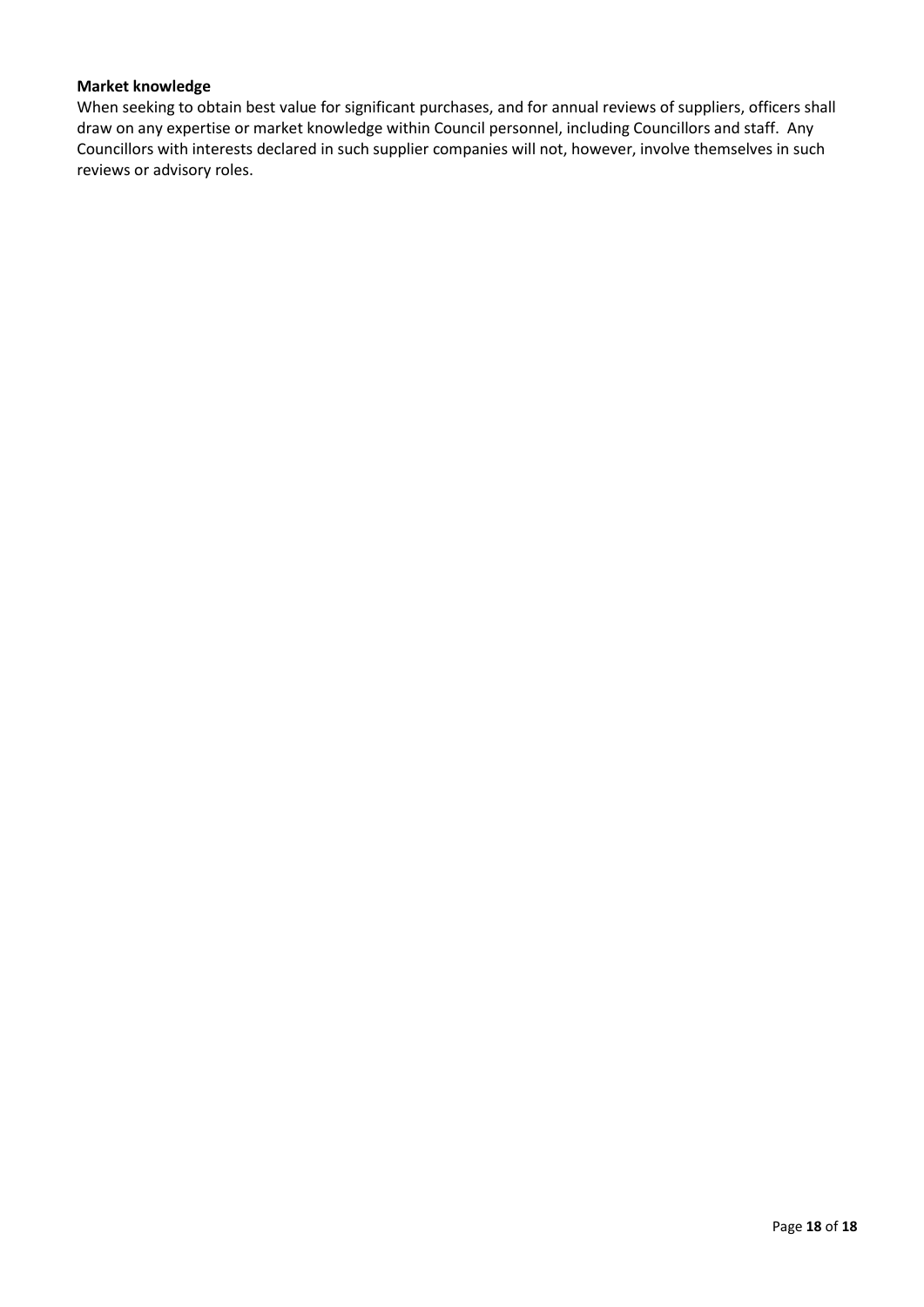**Market knowledge**

When seeking to obtain best value for significant purchases, and for annual reviews of suppliers, officers shall draw on any expertise or market knowledge within Council personnel, including Councillors and staff. Any Councillors with interests declared in such supplier companies will not, however, involve themselves in such reviews or advisory roles.